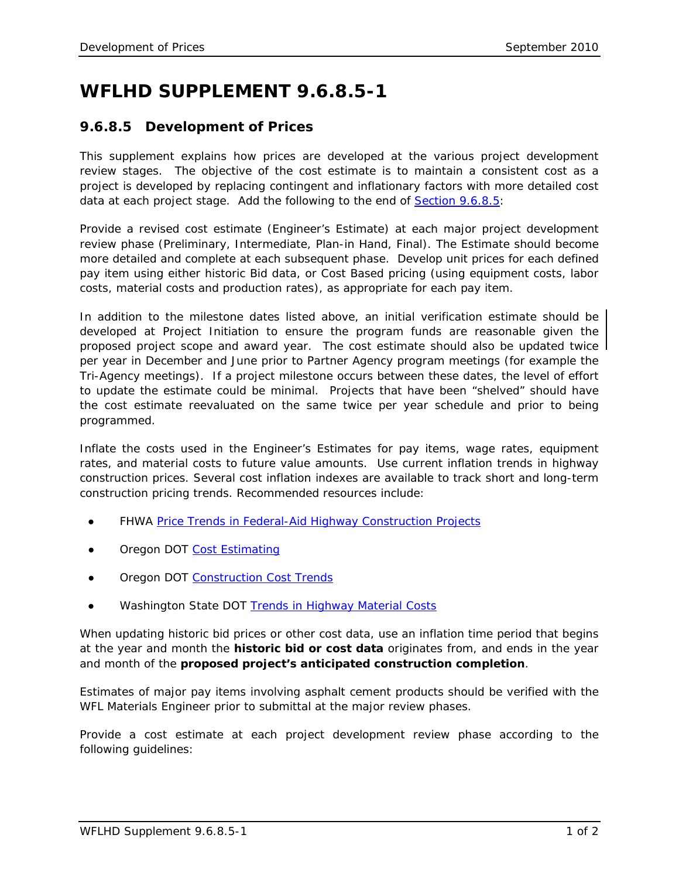# WFLHD SUPPLEMENT 9.6.8.5-1

## 9.6.8.5 Development of Prices

This supplement explains how prices are developed at the various project development review stages. The objective of the cost estimate is to maintain a consistent cost as a project is developed by replacing contingent and inflationary factors with more detailed cost data at each project stage. Add the following to the end of Section 9.6.8.5:

Provide a revised cost estimate (Engineer's Estimate) at each major project development review phase (Preliminary, Intermediate, Plan-in Hand, Final). The Estimate should become more detailed and complete at each subsequent phase. Develop unit prices for each defined pay item using either historic Bid data, or Cost Based pricing (using equipment costs, labor costs, material costs and production rates), as appropriate for each pay item.

In addition to the milestone dates listed above, an initial verification estimate should be developed at Project Initiation to ensure the program funds are reasonable given the proposed project scope and award year. The cost estimate should also be updated twice per year in December and June prior to Partner Agency program meetings (for example the Tri-Agency meetings). If a project milestone occurs between these dates, the level of effort to update the estimate could be minimal. Projects that have been "shelved" should have the cost estimate reevaluated on the same twice per year schedule and prior to being programmed.

Inflate the costs used in the Engineer's Estimates for pay items, wage rates, equipment rates, and material costs to future value amounts. Use current inflation trends in highway construction prices. Several cost inflation indexes are available to track short and long-term construction pricing trends. Recommended resources include:

- FHWA Price Trends in Federal-Aid Highway Construction Projects
- Oregon DOT Cost Estimating
- Oregon DOT Construction Cost Trends
- Washington State DOT Trends in Highway Material Costs

When updating historic bid prices or other cost data, use an inflation time period that begins at the year and month the **historic bid or cost data** originates from, and ends in the year and month of the **proposed project's anticipated construction completion**.

Estimates of major pay items involving asphalt cement products should be verified with the WFL Materials Engineer prior to submittal at the major review phases.

Provide a cost estimate at each project development review phase according to the following guidelines: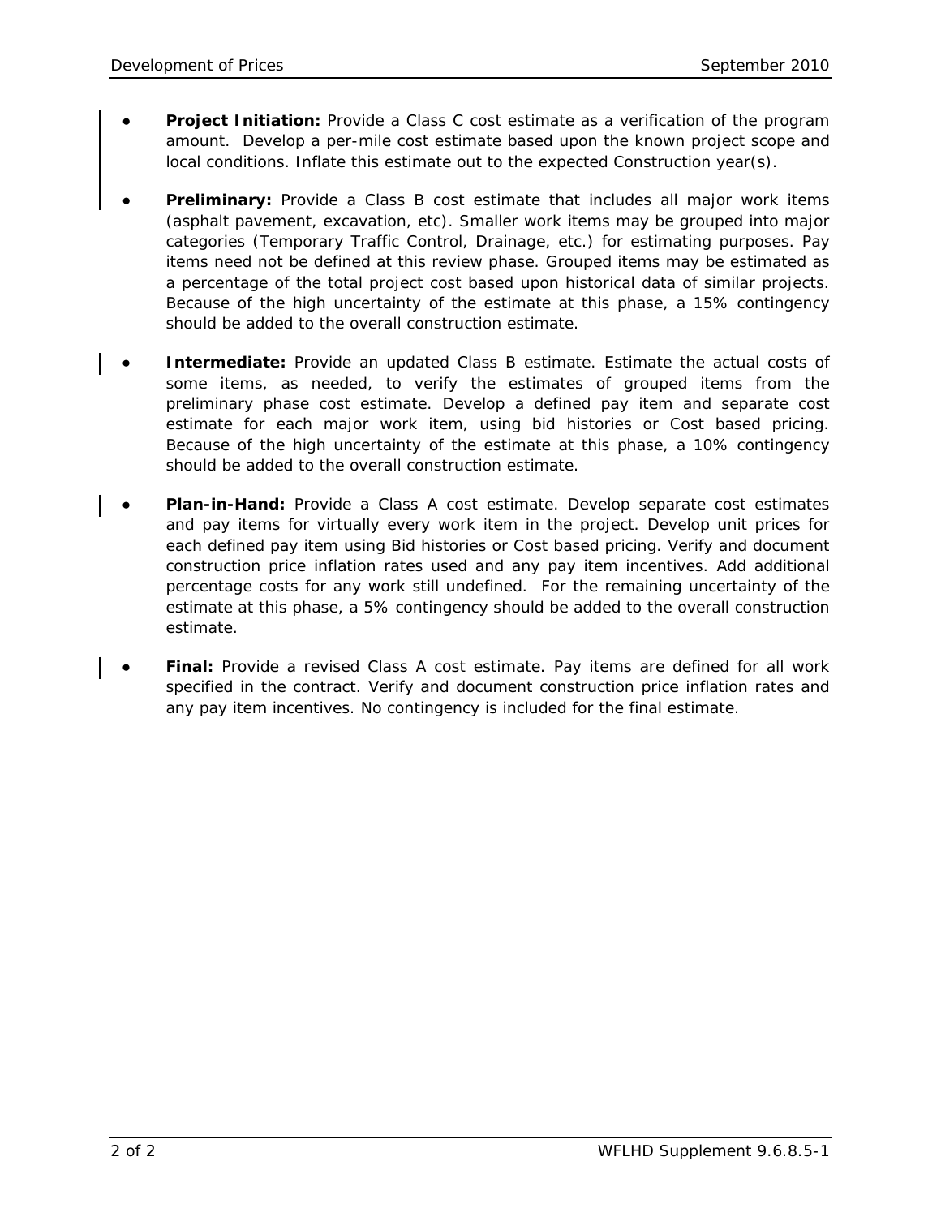- **Project Initiation:** Provide a Class C cost estimate as a verification of the program amount. Develop a per-mile cost estimate based upon the known project scope and local conditions. Inflate this estimate out to the expected Construction year(s).

- **Preliminary:** Provide a Class B cost estimate that includes all major work items (asphalt pavement, excavation, etc). Smaller work items may be grouped into major categories (Temporary Traffic Control, Drainage, etc.) for estimating purposes. Pay items need not be defined at this review phase. Grouped items may be estimated as a percentage of the total project cost based upon historical data of similar projects. Because of the high uncertainty of the estimate at this phase, a 15% contingency should be added to the overall construction estimate.

- **Intermediate:** Provide an updated Class B estimate. Estimate the actual costs of some items, as needed, to verify the estimates of grouped items from the preliminary phase cost estimate. Develop a defined pay item and separate cost estimate for each major work item, using bid histories or Cost based pricing. Because of the high uncertainty of the estimate at this phase, a 10% contingency should be added to the overall construction estimate.

- **Plan-in-Hand:** Provide a Class A cost estimate. Develop separate cost estimates and pay items for virtually every work item in the project. Develop unit prices for each defined pay item using Bid histories or Cost based pricing. Verify and document construction price inflation rates used and any pay item incentives. Add additional percentage costs for any work still undefined. For the remaining uncertainty of the estimate at this phase, a 5% contingency should be added to the overall construction estimate.

- **Final:** Provide a revised Class A cost estimate. Pay items are defined for all work specified in the contract. Verify and document construction price inflation rates and any pay item incentives. No contingency is included for the final estimate.